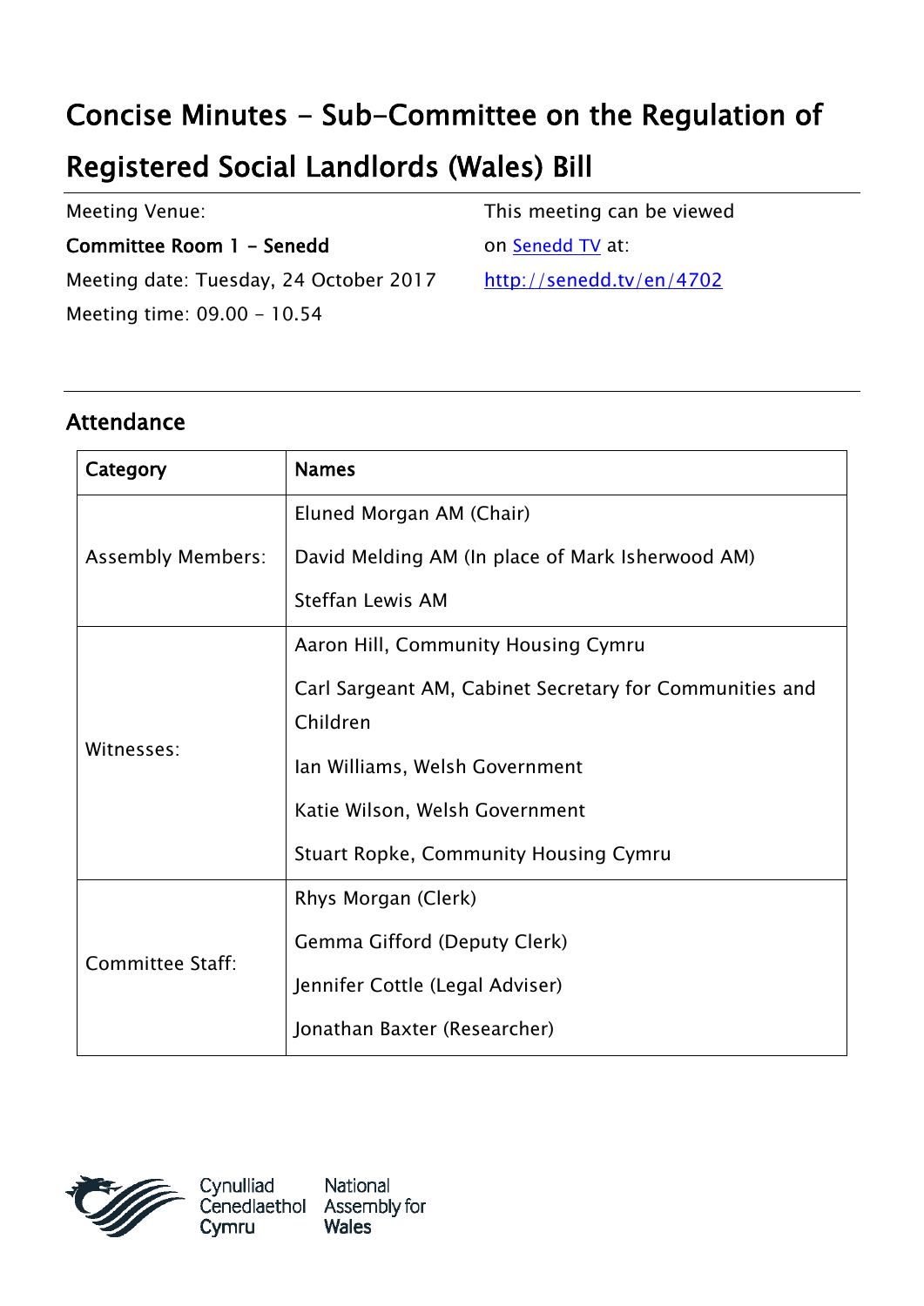# Concise Minutes - Sub-Committee on the Regulation of Registered Social Landlords (Wales) Bill

Meeting Venue:

**Committee Room 1 - Senedd**

Meeting date: Tuesday, 24 October 2017

Meeting time: 09.00 - 10.54

This meeting can be viewed on [Senedd TV](http://senedd.tv/en/4702) at:

http://senedd.tv/en/4702

## Attendance

| Category | Names |
| --- | --- |
| Assembly Members: | Eluned Morgan AM (Chair)<br>David Melding AM (In place of Mark Isherwood AM)<br>Steffan Lewis AM |
| Witnesses: | Aaron Hill, Community Housing Cymru<br>Carl Sargeant AM, Cabinet Secretary for Communities and Children<br>Ian Williams, Welsh Government<br>Katie Wilson, Welsh Government<br>Stuart Ropke, Community Housing Cymru |
| Committee Staff: | Rhys Morgan (Clerk)<br>Gemma Gifford (Deputy Clerk)<br>Jennifer Cottle (Legal Adviser)<br>Jonathan Baxter (Researcher) |

Cynulliad Cenedlaethol Cymru | National Assembly for Wales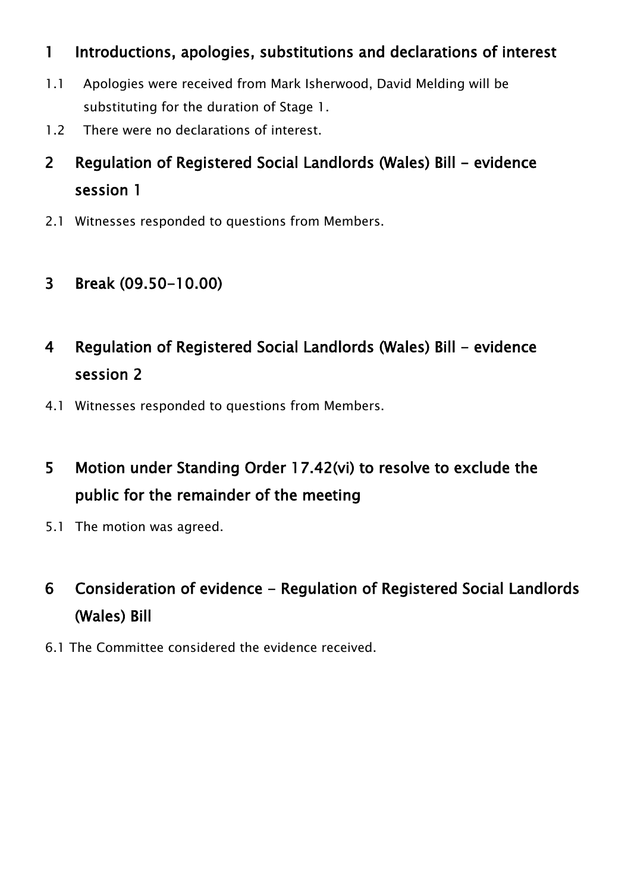## 1 Introductions, apologies, substitutions and declarations of interest

1.1 Apologies were received from Mark Isherwood, David Melding will be substituting for the duration of Stage 1.

1.2 There were no declarations of interest.

## 2 Regulation of Registered Social Landlords (Wales) Bill - evidence session 1

2.1 Witnesses responded to questions from Members.

## 3 Break (09.50-10.00)

## 4 Regulation of Registered Social Landlords (Wales) Bill - evidence session 2

4.1 Witnesses responded to questions from Members.

## 5 Motion under Standing Order 17.42(vi) to resolve to exclude the public for the remainder of the meeting

5.1 The motion was agreed.

## 6 Consideration of evidence - Regulation of Registered Social Landlords (Wales) Bill

6.1 The Committee considered the evidence received.